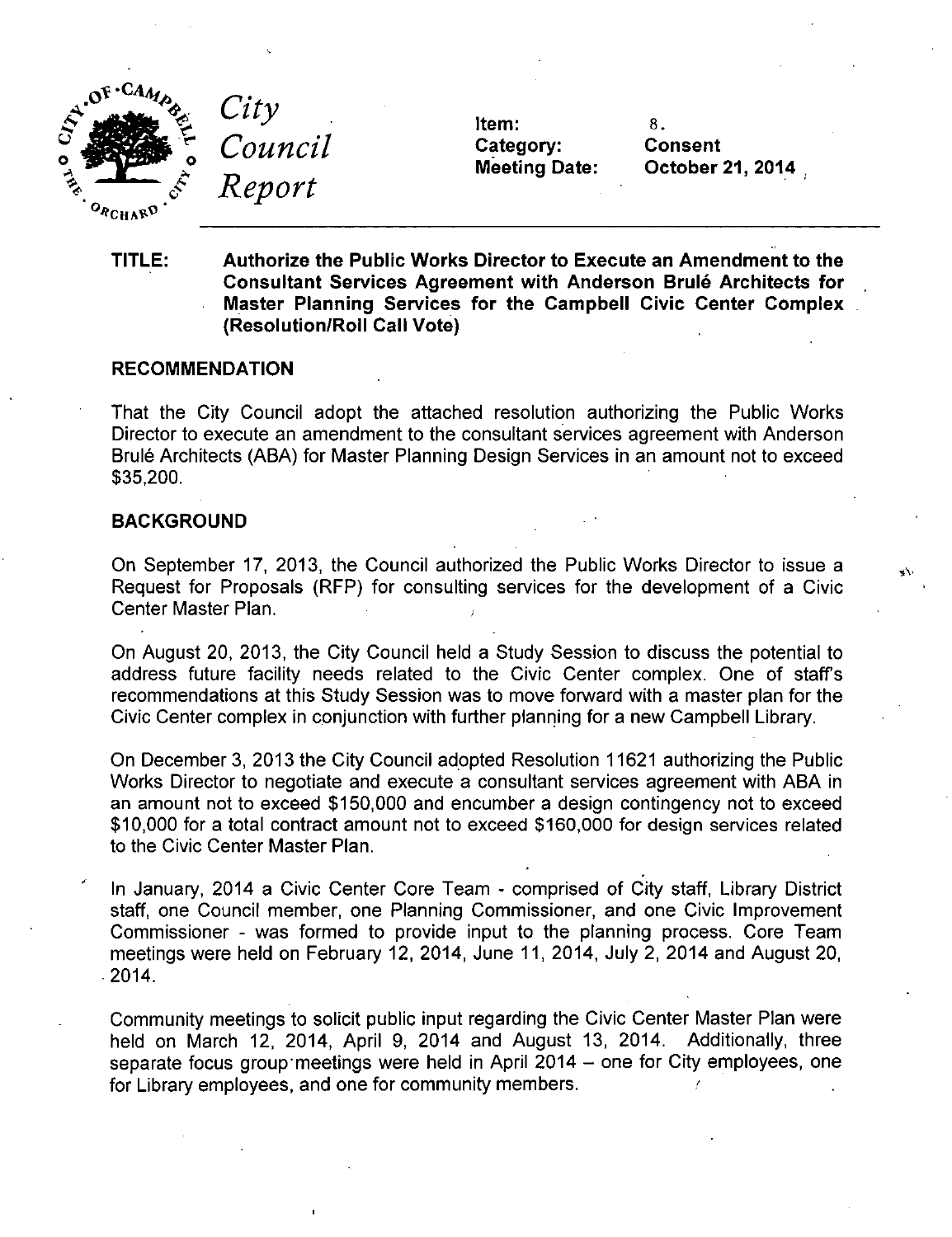# City Council Report

Item: 8.
Category: Consent
Meeting Date: October 21, 2014

**TITLE: Authorize the Public Works Director to Execute an Amendment to the Consultant Services Agreement with Anderson Brulé Architects for Master Planning Services for the Campbell Civic Center Complex (Resolution/Roll Call Vote)**

## RECOMMENDATION

That the City Council adopt the attached resolution authorizing the Public Works Director to execute an amendment to the consultant services agreement with Anderson Brulé Architects (ABA) for Master Planning Design Services in an amount not to exceed $35,200.

## BACKGROUND

On September 17, 2013, the Council authorized the Public Works Director to issue a Request for Proposals (RFP) for consulting services for the development of a Civic Center Master Plan.

On August 20, 2013, the City Council held a Study Session to discuss the potential to address future facility needs related to the Civic Center complex. One of staff's recommendations at this Study Session was to move forward with a master plan for the Civic Center complex in conjunction with further planning for a new Campbell Library.

On December 3, 2013 the City Council adopted Resolution 11621 authorizing the Public Works Director to negotiate and execute a consultant services agreement with ABA in an amount not to exceed $150,000 and encumber a design contingency not to exceed $10,000 for a total contract amount not to exceed $160,000 for design services related to the Civic Center Master Plan.

In January, 2014 a Civic Center Core Team - comprised of City staff, Library District staff, one Council member, one Planning Commissioner, and one Civic Improvement Commissioner - was formed to provide input to the planning process. Core Team meetings were held on February 12, 2014, June 11, 2014, July 2, 2014 and August 20, 2014.

Community meetings to solicit public input regarding the Civic Center Master Plan were held on March 12, 2014, April 9, 2014 and August 13, 2014. Additionally, three separate focus group meetings were held in April 2014 – one for City employees, one for Library employees, and one for community members.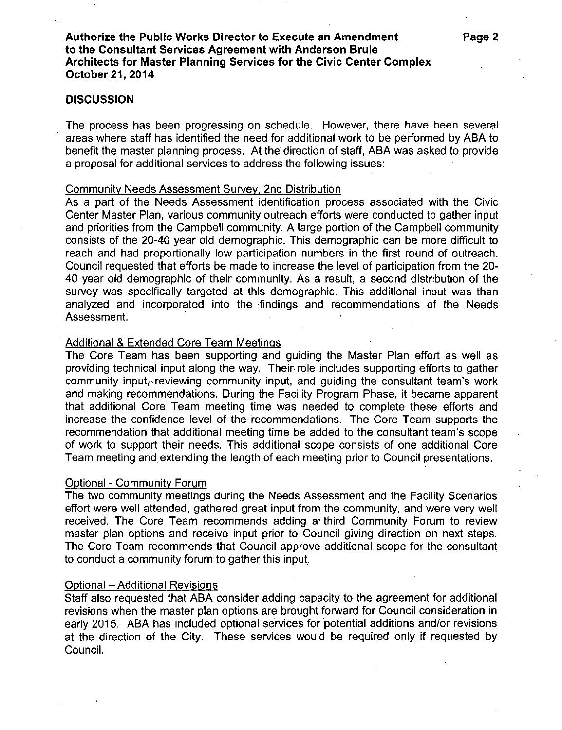## DISCUSSION

The process has been progressing on schedule. However, there have been several areas where staff has identified the need for additional work to be performed by ABA to benefit the master planning process. At the direction of staff, ABA was asked to provide a proposal for additional services to address the following issues:

Community Needs Assessment Survey, 2nd Distribution

As a part of the Needs Assessment identification process associated with the Civic Center Master Plan, various community outreach efforts were conducted to gather input and priorities from the Campbell community. A large portion of the Campbell community consists of the 20-40 year old demographic. This demographic can be more difficult to reach and had proportionally low participation numbers in the first round of outreach. Council requested that efforts be made to increase the level of participation from the 20-40 year old demographic of their community. As a result, a second distribution of the survey was specifically targeted at this demographic. This additional input was then analyzed and incorporated into the findings and recommendations of the Needs Assessment.

Additional & Extended Core Team Meetings

The Core Team has been supporting and guiding the Master Plan effort as well as providing technical input along the way. Their role includes supporting efforts to gather community input, reviewing community input, and guiding the consultant team's work and making recommendations. During the Facility Program Phase, it became apparent that additional Core Team meeting time was needed to complete these efforts and increase the confidence level of the recommendations. The Core Team supports the recommendation that additional meeting time be added to the consultant team's scope of work to support their needs. This additional scope consists of one additional Core Team meeting and extending the length of each meeting prior to Council presentations.

Optional - Community Forum

The two community meetings during the Needs Assessment and the Facility Scenarios effort were well attended, gathered great input from the community, and were very well received. The Core Team recommends adding a third Community Forum to review master plan options and receive input prior to Council giving direction on next steps. The Core Team recommends that Council approve additional scope for the consultant to conduct a community forum to gather this input.

Optional – Additional Revisions

Staff also requested that ABA consider adding capacity to the agreement for additional revisions when the master plan options are brought forward for Council consideration in early 2015. ABA has included optional services for potential additions and/or revisions at the direction of the City. These services would be required only if requested by Council.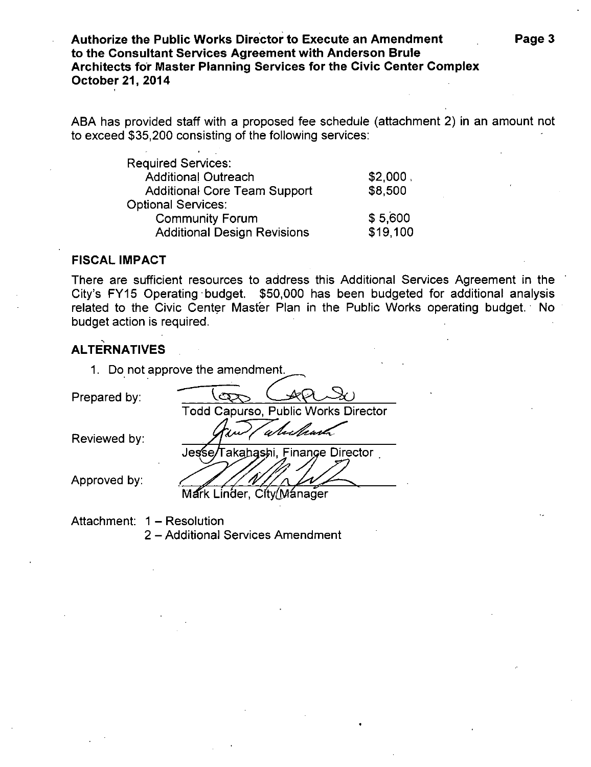ABA has provided staff with a proposed fee schedule (attachment 2) in an amount not to exceed $35,200 consisting of the following services:

| Services | Amount |
| --- | --- |
| **Required Services:** | |
| Additional Outreach | $2,000 |
| Additional Core Team Support | $8,500 |
| **Optional Services:** | |
| Community Forum | $ 5,600 |
| Additional Design Revisions | $19,100 |

## FISCAL IMPACT

There are sufficient resources to address this Additional Services Agreement in the City's FY15 Operating budget. $50,000 has been budgeted for additional analysis related to the Civic Center Master Plan in the Public Works operating budget. No budget action is required.

## ALTERNATIVES

1. Do not approve the amendment.

Prepared by: Todd Capurso, Public Works Director

Reviewed by: Jesse Takahashi, Finance Director

Approved by: Mark Linder, City Manager

Attachment: 1 – Resolution
2 – Additional Services Amendment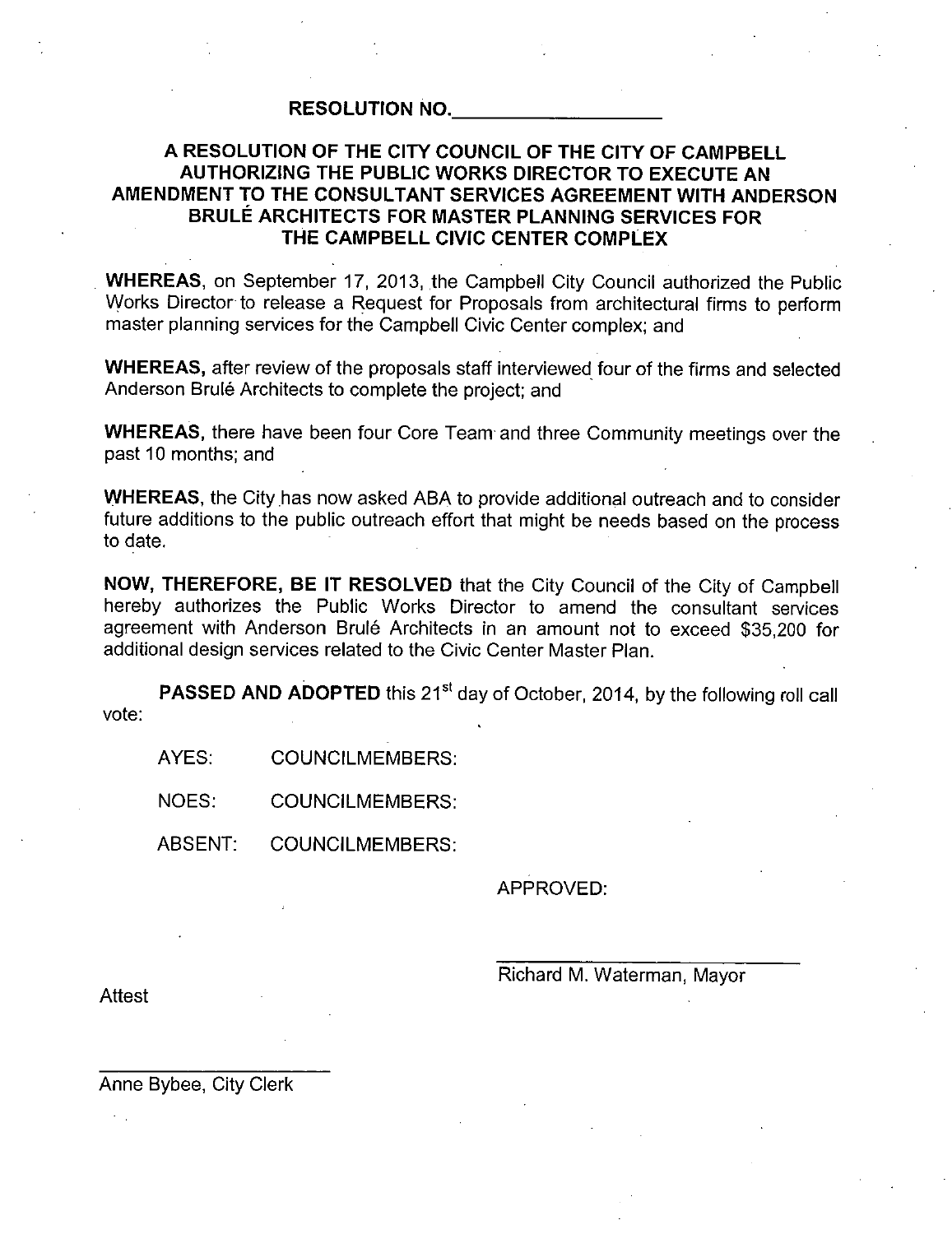**RESOLUTION NO.____________________**

**A RESOLUTION OF THE CITY COUNCIL OF THE CITY OF CAMPBELL AUTHORIZING THE PUBLIC WORKS DIRECTOR TO EXECUTE AN AMENDMENT TO THE CONSULTANT SERVICES AGREEMENT WITH ANDERSON BRULÉ ARCHITECTS FOR MASTER PLANNING SERVICES FOR THE CAMPBELL CIVIC CENTER COMPLEX**

**WHEREAS**, on September 17, 2013, the Campbell City Council authorized the Public Works Director to release a Request for Proposals from architectural firms to perform master planning services for the Campbell Civic Center complex; and

**WHEREAS,** after review of the proposals staff interviewed four of the firms and selected Anderson Brulé Architects to complete the project; and

**WHEREAS**, there have been four Core Team and three Community meetings over the past 10 months; and

**WHEREAS**, the City has now asked ABA to provide additional outreach and to consider future additions to the public outreach effort that might be needs based on the process to date.

**NOW, THEREFORE, BE IT RESOLVED** that the City Council of the City of Campbell hereby authorizes the Public Works Director to amend the consultant services agreement with Anderson Brulé Architects in an amount not to exceed $35,200 for additional design services related to the Civic Center Master Plan.

**PASSED AND ADOPTED** this 21st day of October, 2014, by the following roll call vote:

AYES: COUNCILMEMBERS:

NOES: COUNCILMEMBERS:

ABSENT: COUNCILMEMBERS:

APPROVED:

______________________________
Richard M. Waterman, Mayor

Attest

______________________________
Anne Bybee, City Clerk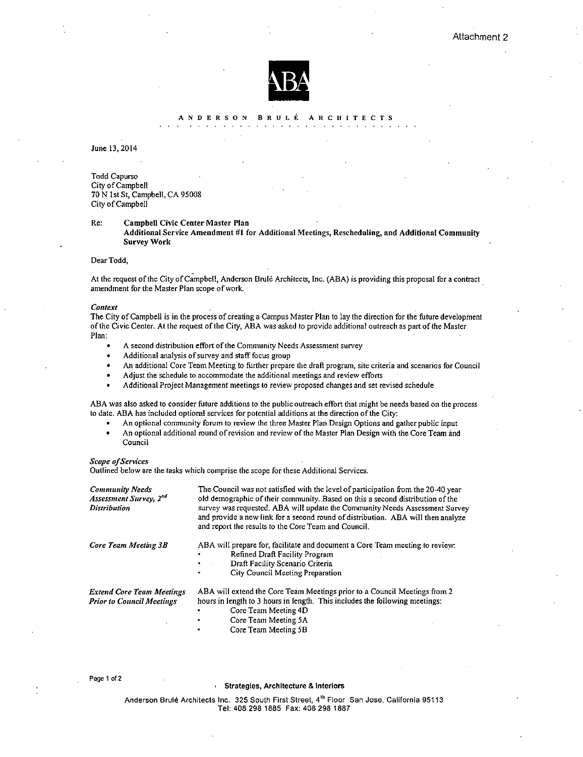Attachment 2

ABA

ANDERSON BRULÉ ARCHITECTS

June 13, 2014

Todd Capurso  
City of Campbell  
70 N 1st St, Campbell, CA 95008  
City of Campbell

Re: **Campbell Civic Center Master Plan**  
**Additional Service Amendment #1 for Additional Meetings, Rescheduling, and Additional Community Survey Work**

Dear Todd,

At the request of the City of Campbell, Anderson Brulé Architects, Inc. (ABA) is providing this proposal for a contract amendment for the Master Plan scope of work.

***Context***

The City of Campbell is in the process of creating a Campus Master Plan to lay the direction for the future development of the Civic Center. At the request of the City, ABA was asked to provide additional outreach as part of the Master Plan:

- A second distribution effort of the Community Needs Assessment survey
- Additional analysis of survey and staff focus group
- An additional Core Team Meeting to further prepare the draft program, site criteria and scenarios for Council
- Adjust the schedule to accommodate the additional meetings and review efforts
- Additional Project Management meetings to review proposed changes and set revised schedule

ABA was also asked to consider future additions to the public outreach effort that might be needs based on the process to date. ABA has included optional services for potential additions at the direction of the City:

- An optional community forum to review the three Master Plan Design Options and gather public input
- An optional additional round of revision and review of the Master Plan Design with the Core Team and Council

***Scope of Services***

Outlined below are the tasks which comprise the scope for these Additional Services.

*Community Needs Assessment Survey, 2nd Distribution*

The Council was not satisfied with the level of participation from the 20-40 year old demographic of their community. Based on this a second distribution of the survey was requested. ABA will update the Community Needs Assessment Survey and provide a new link for a second round of distribution. ABA will then analyze and report the results to the Core Team and Council.

*Core Team Meeting 3B*

ABA will prepare for, facilitate and document a Core Team meeting to review:

- Refined Draft Facility Program
- Draft Facility Scenario Criteria
- City Council Meeting Preparation

*Extend Core Team Meetings Prior to Council Meetings*

ABA will extend the Core Team Meetings prior to a Council Meetings from 2 hours in length to 3 hours in length. This includes the following meetings:

- Core Team Meeting 4D
- Core Team Meeting 5A
- Core Team Meeting 5B

Strategies, Architecture & Interiors

Anderson Brulé Architects Inc. 325 South First Street, 4th Floor San Jose, California 95113  
Tel: 408 298 1885 Fax: 408 298 1887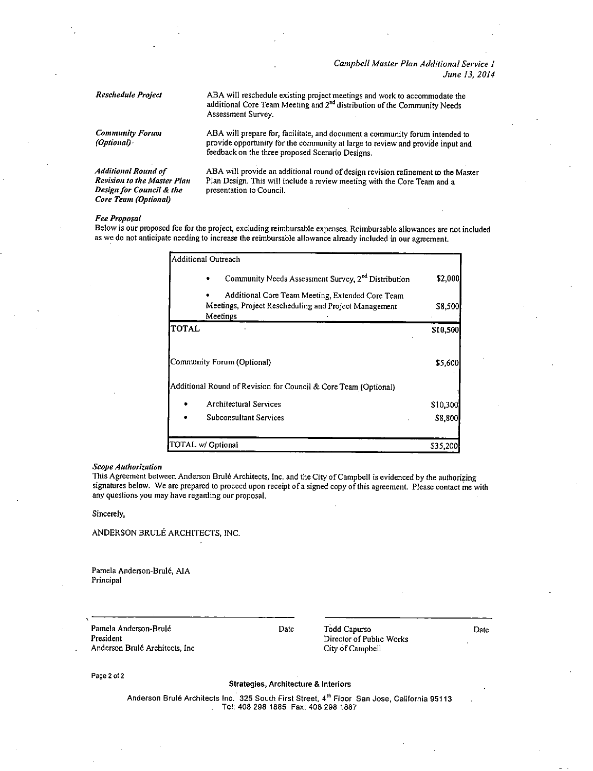| | |
|---|---|
| ***Reschedule Project*** | ABA will reschedule existing project meetings and work to accommodate the additional Core Team Meeting and 2nd distribution of the Community Needs Assessment Survey. |
| ***Community Forum (Optional)*** | ABA will prepare for, facilitate, and document a community forum intended to provide opportunity for the community at large to review and provide input and feedback on the three proposed Scenario Designs. |
| ***Additional Round of Revision to the Master Plan Design for Council & the Core Team (Optional)*** | ABA will provide an additional round of design revision refinement to the Master Plan Design. This will include a review meeting with the Core Team and a presentation to Council. |

***Fee Proposal***

Below is our proposed fee for the project, excluding reimbursable expenses. Reimbursable allowances are not included as we do not anticipate needing to increase the reimbursable allowance already included in our agreement.

| | |
|---|---|
| Additional Outreach | |
| • Community Needs Assessment Survey, 2nd Distribution | $2,000 |
| • Additional Core Team Meeting, Extended Core Team Meetings, Project Rescheduling and Project Management Meetings | $8,500 |
| **TOTAL** | **$10,500** |
| Community Forum (Optional) | $5,600 |
| Additional Round of Revision for Council & Core Team (Optional) | |
| • Architectural Services | $10,300 |
| • Subconsultant Services | $8,800 |
| TOTAL w/ Optional | $35,200 |

***Scope Authorization***

This Agreement between Anderson Brulé Architects, Inc. and the City of Campbell is evidenced by the authorizing signatures below. We are prepared to proceed upon receipt of a signed copy of this agreement. Please contact me with any questions you may have regarding our proposal.

Sincerely,

ANDERSON BRULÉ ARCHITECTS, INC.

Pamela Anderson-Brulé, AIA
Principal

Pamela Anderson-Brulé
President
Anderson Brulé Architects, Inc

Date

Todd Capurso
Director of Public Works
City of Campbell

Date

**Strategies, Architecture & Interiors**

Anderson Brulé Architects Inc. 325 South First Street, 4th Floor San Jose, California 95113
Tel: 408 298 1885 Fax: 408 298 1887